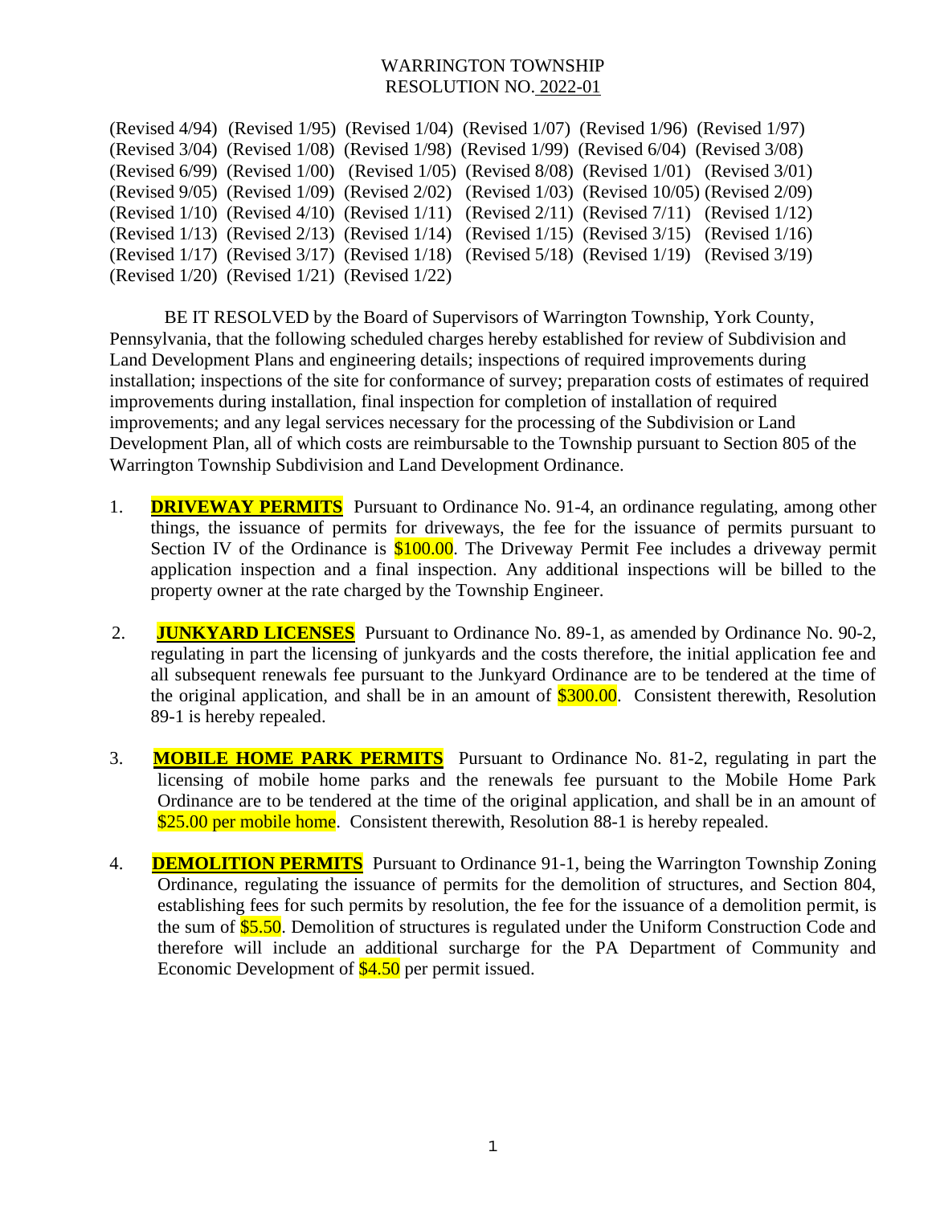WARRINGTON TOWNSHIP
RESOLUTION NO. 2022-01

(Revised 4/94) (Revised 1/95) (Revised 1/04) (Revised 1/07) (Revised 1/96) (Revised 1/97) (Revised 3/04) (Revised 1/08) (Revised 1/98) (Revised 1/99) (Revised 6/04) (Revised 3/08) (Revised 6/99) (Revised 1/00) (Revised 1/05) (Revised 8/08) (Revised 1/01) (Revised 3/01) (Revised 9/05) (Revised 1/09) (Revised 2/02) (Revised 1/03) (Revised 10/05) (Revised 2/09) (Revised 1/10) (Revised 4/10) (Revised 1/11) (Revised 2/11) (Revised 7/11) (Revised 1/12) (Revised 1/13) (Revised 2/13) (Revised 1/14) (Revised 1/15) (Revised 3/15) (Revised 1/16) (Revised 1/17) (Revised 3/17) (Revised 1/18) (Revised 5/18) (Revised 1/19) (Revised 3/19) (Revised 1/20) (Revised 1/21) (Revised 1/22)

BE IT RESOLVED by the Board of Supervisors of Warrington Township, York County, Pennsylvania, that the following scheduled charges hereby established for review of Subdivision and Land Development Plans and engineering details; inspections of required improvements during installation; inspections of the site for conformance of survey; preparation costs of estimates of required improvements during installation, final inspection for completion of installation of required improvements; and any legal services necessary for the processing of the Subdivision or Land Development Plan, all of which costs are reimbursable to the Township pursuant to Section 805 of the Warrington Township Subdivision and Land Development Ordinance.

1. **DRIVEWAY PERMITS** Pursuant to Ordinance No. 91-4, an ordinance regulating, among other things, the issuance of permits for driveways, the fee for the issuance of permits pursuant to Section IV of the Ordinance is $100.00. The Driveway Permit Fee includes a driveway permit application inspection and a final inspection. Any additional inspections will be billed to the property owner at the rate charged by the Township Engineer.

2. **JUNKYARD LICENSES** Pursuant to Ordinance No. 89-1, as amended by Ordinance No. 90-2, regulating in part the licensing of junkyards and the costs therefore, the initial application fee and all subsequent renewals fee pursuant to the Junkyard Ordinance are to be tendered at the time of the original application, and shall be in an amount of $300.00. Consistent therewith, Resolution 89-1 is hereby repealed.

3. **MOBILE HOME PARK PERMITS** Pursuant to Ordinance No. 81-2, regulating in part the licensing of mobile home parks and the renewals fee pursuant to the Mobile Home Park Ordinance are to be tendered at the time of the original application, and shall be in an amount of $25.00 per mobile home. Consistent therewith, Resolution 88-1 is hereby repealed.

4. **DEMOLITION PERMITS** Pursuant to Ordinance 91-1, being the Warrington Township Zoning Ordinance, regulating the issuance of permits for the demolition of structures, and Section 804, establishing fees for such permits by resolution, the fee for the issuance of a demolition permit, is the sum of $5.50. Demolition of structures is regulated under the Uniform Construction Code and therefore will include an additional surcharge for the PA Department of Community and Economic Development of $4.50 per permit issued.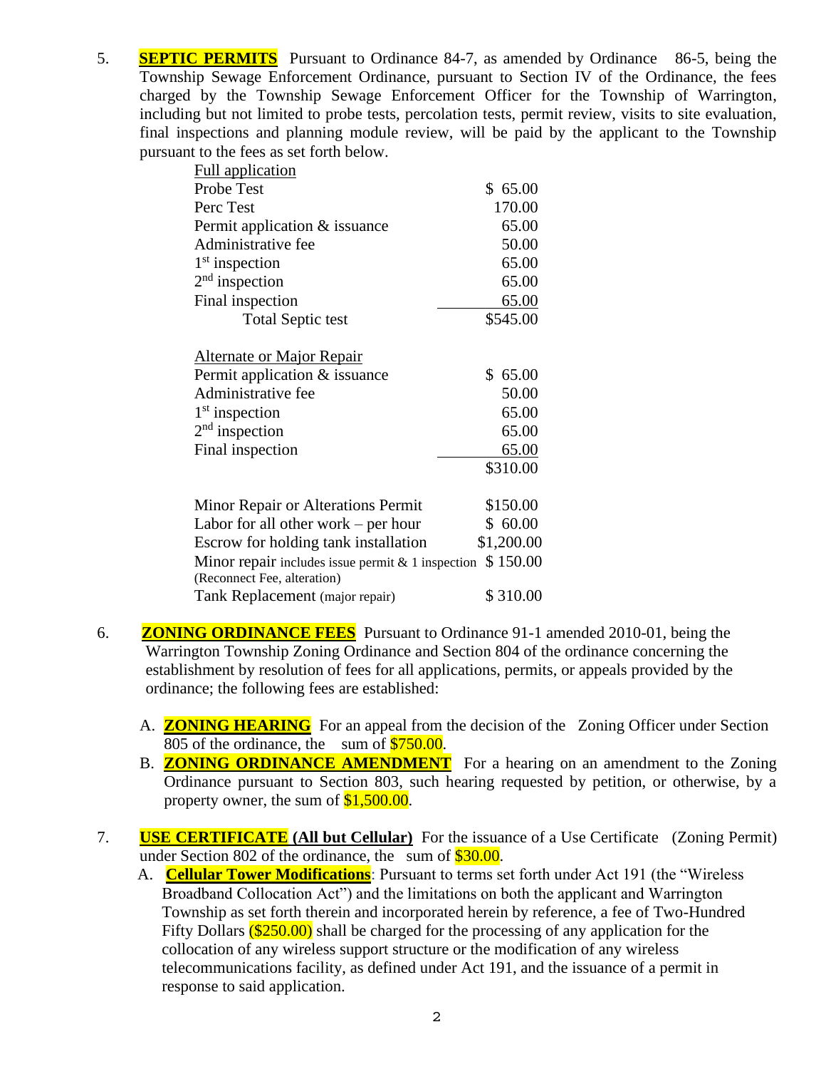5. **SEPTIC PERMITS** Pursuant to Ordinance 84-7, as amended by Ordinance 86-5, being the Township Sewage Enforcement Ordinance, pursuant to Section IV of the Ordinance, the fees charged by the Township Sewage Enforcement Officer for the Township of Warrington, including but not limited to probe tests, percolation tests, permit review, visits to site evaluation, final inspections and planning module review, will be paid by the applicant to the Township pursuant to the fees as set forth below.

| Full application | |
|---|---|
| Probe Test | $ 65.00 |
| Perc Test | 170.00 |
| Permit application & issuance | 65.00 |
| Administrative fee | 50.00 |
| 1st inspection | 65.00 |
| 2nd inspection | 65.00 |
| Final inspection | 65.00 |
| Total Septic test | $545.00 |

| Alternate or Major Repair | |
|---|---|
| Permit application & issuance | $ 65.00 |
| Administrative fee | 50.00 |
| 1st inspection | 65.00 |
| 2nd inspection | 65.00 |
| Final inspection | 65.00 |
| | $310.00 |

| | |
|---|---|
| Minor Repair or Alterations Permit | $150.00 |
| Labor for all other work – per hour | $ 60.00 |
| Escrow for holding tank installation | $1,200.00 |
| Minor repair includes issue permit & 1 inspection (Reconnect Fee, alteration) | $ 150.00 |
| Tank Replacement (major repair) | $ 310.00 |

6. **ZONING ORDINANCE FEES** Pursuant to Ordinance 91-1 amended 2010-01, being the Warrington Township Zoning Ordinance and Section 804 of the ordinance concerning the establishment by resolution of fees for all applications, permits, or appeals provided by the ordinance; the following fees are established:

   A. **ZONING HEARING** For an appeal from the decision of the Zoning Officer under Section 805 of the ordinance, the sum of $750.00.

   B. **ZONING ORDINANCE AMENDMENT** For a hearing on an amendment to the Zoning Ordinance pursuant to Section 803, such hearing requested by petition, or otherwise, by a property owner, the sum of $1,500.00.

7. **USE CERTIFICATE (All but Cellular)** For the issuance of a Use Certificate (Zoning Permit) under Section 802 of the ordinance, the sum of $30.00.

   A. **Cellular Tower Modifications**: Pursuant to terms set forth under Act 191 (the "Wireless Broadband Collocation Act") and the limitations on both the applicant and Warrington Township as set forth therein and incorporated herein by reference, a fee of Two-Hundred Fifty Dollars ($250.00) shall be charged for the processing of any application for the collocation of any wireless support structure or the modification of any wireless telecommunications facility, as defined under Act 191, and the issuance of a permit in response to said application.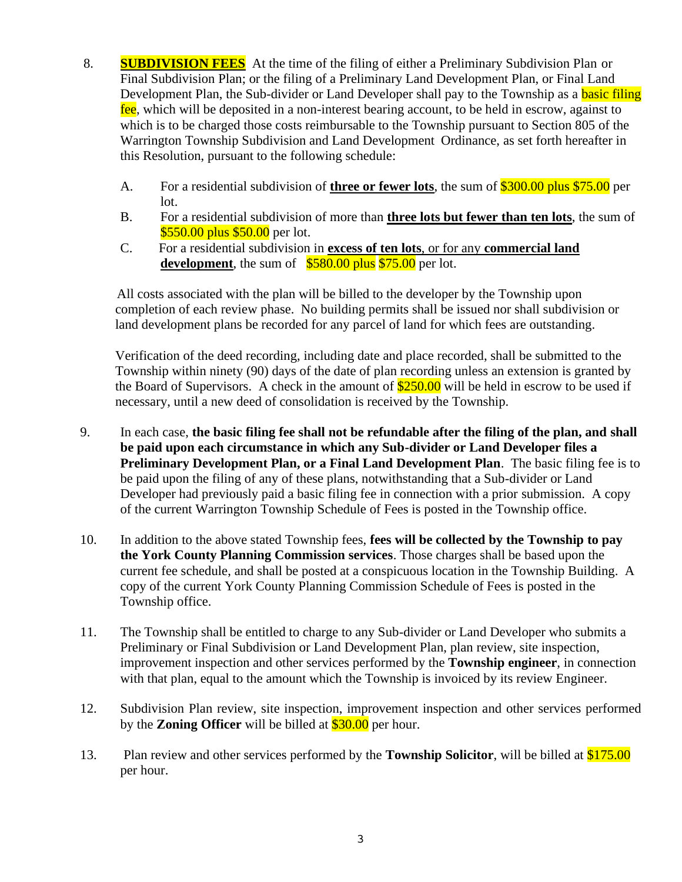8. **SUBDIVISION FEES** At the time of the filing of either a Preliminary Subdivision Plan or Final Subdivision Plan; or the filing of a Preliminary Land Development Plan, or Final Land Development Plan, the Sub-divider or Land Developer shall pay to the Township as a basic filing fee, which will be deposited in a non-interest bearing account, to be held in escrow, against to which is to be charged those costs reimbursable to the Township pursuant to Section 805 of the Warrington Township Subdivision and Land Development Ordinance, as set forth hereafter in this Resolution, pursuant to the following schedule:

   A. For a residential subdivision of **three or fewer lots**, the sum of $300.00 plus $75.00 per lot.
   
   B. For a residential subdivision of more than **three lots but fewer than ten lots**, the sum of $550.00 plus $50.00 per lot.
   
   C. For a residential subdivision in **excess of ten lots**, or for any **commercial land development**, the sum of $580.00 plus $75.00 per lot.

   All costs associated with the plan will be billed to the developer by the Township upon completion of each review phase. No building permits shall be issued nor shall subdivision or land development plans be recorded for any parcel of land for which fees are outstanding.

   Verification of the deed recording, including date and place recorded, shall be submitted to the Township within ninety (90) days of the date of plan recording unless an extension is granted by the Board of Supervisors. A check in the amount of $250.00 will be held in escrow to be used if necessary, until a new deed of consolidation is received by the Township.

9. In each case, **the basic filing fee shall not be refundable after the filing of the plan, and shall be paid upon each circumstance in which any Sub-divider or Land Developer files a Preliminary Development Plan, or a Final Land Development Plan**. The basic filing fee is to be paid upon the filing of any of these plans, notwithstanding that a Sub-divider or Land Developer had previously paid a basic filing fee in connection with a prior submission. A copy of the current Warrington Township Schedule of Fees is posted in the Township office.

10. In addition to the above stated Township fees, **fees will be collected by the Township to pay the York County Planning Commission services**. Those charges shall be based upon the current fee schedule, and shall be posted at a conspicuous location in the Township Building. A copy of the current York County Planning Commission Schedule of Fees is posted in the Township office.

11. The Township shall be entitled to charge to any Sub-divider or Land Developer who submits a Preliminary or Final Subdivision or Land Development Plan, plan review, site inspection, improvement inspection and other services performed by the **Township engineer**, in connection with that plan, equal to the amount which the Township is invoiced by its review Engineer.

12. Subdivision Plan review, site inspection, improvement inspection and other services performed by the **Zoning Officer** will be billed at $30.00 per hour.

13. Plan review and other services performed by the **Township Solicitor**, will be billed at $175.00 per hour.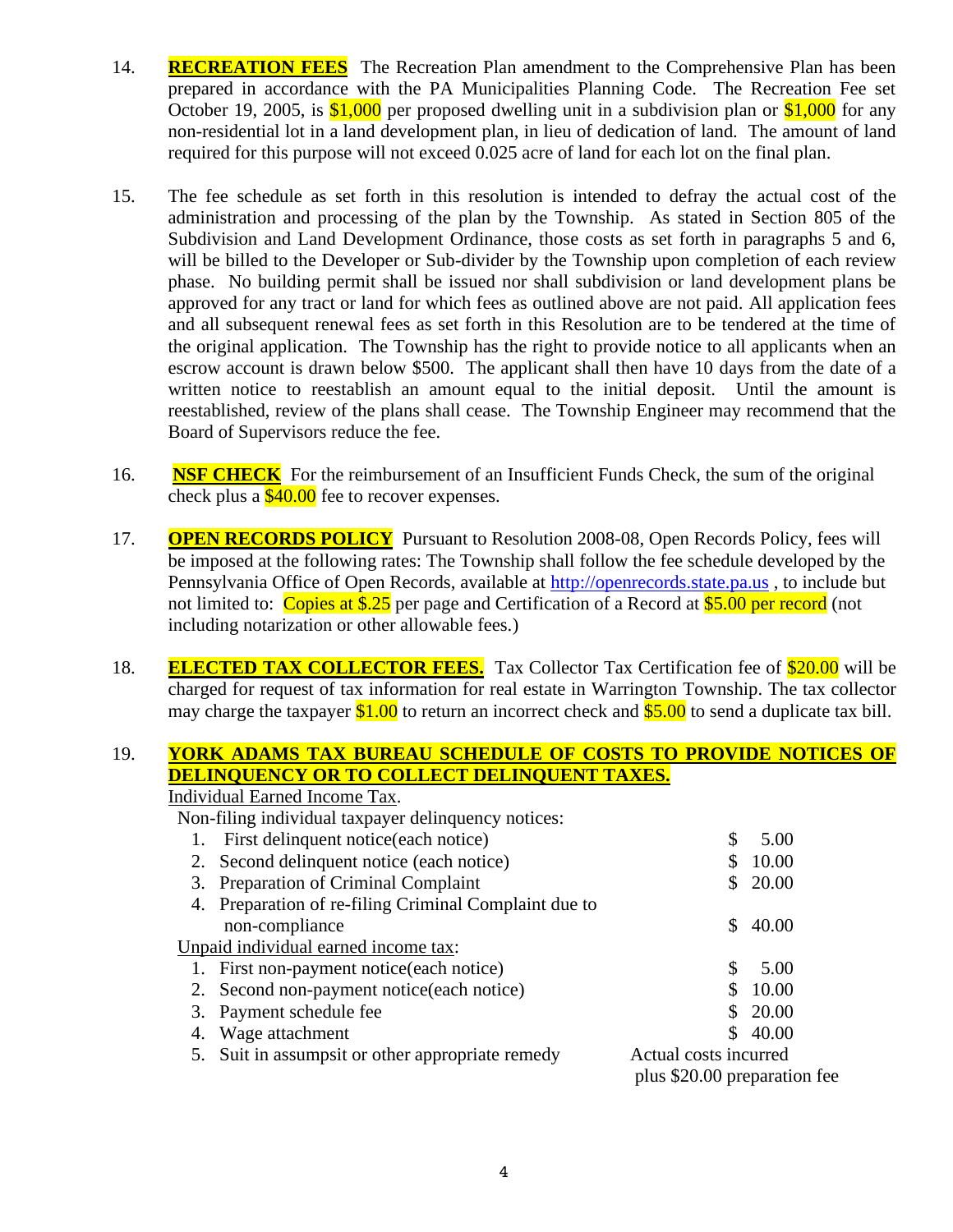14. **RECREATION FEES** The Recreation Plan amendment to the Comprehensive Plan has been prepared in accordance with the PA Municipalities Planning Code. The Recreation Fee set October 19, 2005, is $1,000 per proposed dwelling unit in a subdivision plan or $1,000 for any non-residential lot in a land development plan, in lieu of dedication of land. The amount of land required for this purpose will not exceed 0.025 acre of land for each lot on the final plan.

15. The fee schedule as set forth in this resolution is intended to defray the actual cost of the administration and processing of the plan by the Township. As stated in Section 805 of the Subdivision and Land Development Ordinance, those costs as set forth in paragraphs 5 and 6, will be billed to the Developer or Sub-divider by the Township upon completion of each review phase. No building permit shall be issued nor shall subdivision or land development plans be approved for any tract or land for which fees as outlined above are not paid. All application fees and all subsequent renewal fees as set forth in this Resolution are to be tendered at the time of the original application. The Township has the right to provide notice to all applicants when an escrow account is drawn below $500. The applicant shall then have 10 days from the date of a written notice to reestablish an amount equal to the initial deposit. Until the amount is reestablished, review of the plans shall cease. The Township Engineer may recommend that the Board of Supervisors reduce the fee.

16. **NSF CHECK** For the reimbursement of an Insufficient Funds Check, the sum of the original check plus a $40.00 fee to recover expenses.

17. **OPEN RECORDS POLICY** Pursuant to Resolution 2008-08, Open Records Policy, fees will be imposed at the following rates: The Township shall follow the fee schedule developed by the Pennsylvania Office of Open Records, available at http://openrecords.state.pa.us , to include but not limited to: Copies at $.25 per page and Certification of a Record at $5.00 per record (not including notarization or other allowable fees.)

18. **ELECTED TAX COLLECTOR FEES.** Tax Collector Tax Certification fee of $20.00 will be charged for request of tax information for real estate in Warrington Township. The tax collector may charge the taxpayer $1.00 to return an incorrect check and $5.00 to send a duplicate tax bill.

19. **YORK ADAMS TAX BUREAU SCHEDULE OF COSTS TO PROVIDE NOTICES OF DELINQUENCY OR TO COLLECT DELINQUENT TAXES.**

Individual Earned Income Tax.

Non-filing individual taxpayer delinquency notices:

| Item | Fee |
|---|---|
| 1. First delinquent notice(each notice) | $ 5.00 |
| 2. Second delinquent notice (each notice) | $ 10.00 |
| 3. Preparation of Criminal Complaint | $ 20.00 |
| 4. Preparation of re-filing Criminal Complaint due to non-compliance | $ 40.00 |

Unpaid individual earned income tax:

| Item | Fee |
|---|---|
| 1. First non-payment notice(each notice) | $ 5.00 |
| 2. Second non-payment notice(each notice) | $ 10.00 |
| 3. Payment schedule fee | $ 20.00 |
| 4. Wage attachment | $ 40.00 |
| 5. Suit in assumpsit or other appropriate remedy | Actual costs incurred plus $20.00 preparation fee |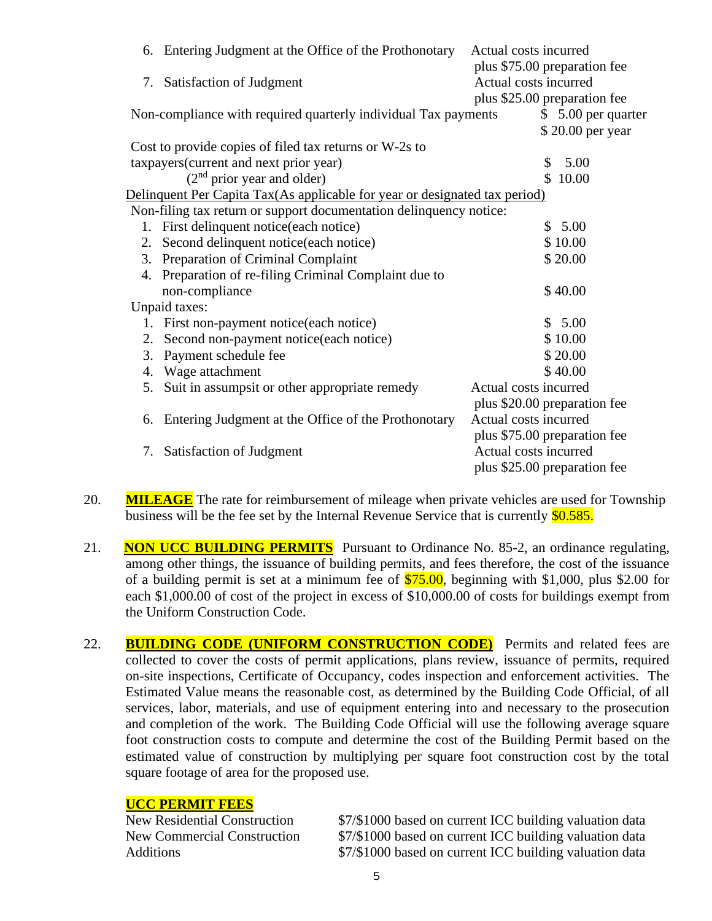| | |
|---|---|
| 6. Entering Judgment at the Office of the Prothonotary | Actual costs incurred plus $75.00 preparation fee |
| 7. Satisfaction of Judgment | Actual costs incurred plus $25.00 preparation fee |
| Non-compliance with required quarterly individual Tax payments | $ 5.00 per quarter $ 20.00 per year |
| Cost to provide copies of filed tax returns or W-2s to taxpayers(current and next prior year) | $ 5.00 |
| (2nd prior year and older) | $ 10.00 |

Delinquent Per Capita Tax(As applicable for year or designated tax period)

Non-filing tax return or support documentation delinquency notice:

| | |
|---|---|
| 1. First delinquent notice(each notice) | $ 5.00 |
| 2. Second delinquent notice(each notice) | $ 10.00 |
| 3. Preparation of Criminal Complaint | $ 20.00 |
| 4. Preparation of re-filing Criminal Complaint due to non-compliance | $ 40.00 |

Unpaid taxes:

| | |
|---|---|
| 1. First non-payment notice(each notice) | $ 5.00 |
| 2. Second non-payment notice(each notice) | $ 10.00 |
| 3. Payment schedule fee | $ 20.00 |
| 4. Wage attachment | $ 40.00 |
| 5. Suit in assumpsit or other appropriate remedy | Actual costs incurred plus $20.00 preparation fee |
| 6. Entering Judgment at the Office of the Prothonotary | Actual costs incurred plus $75.00 preparation fee |
| 7. Satisfaction of Judgment | Actual costs incurred plus $25.00 preparation fee |

20. **MILEAGE** The rate for reimbursement of mileage when private vehicles are used for Township business will be the fee set by the Internal Revenue Service that is currently $0.585.

21. **NON UCC BUILDING PERMITS** Pursuant to Ordinance No. 85-2, an ordinance regulating, among other things, the issuance of building permits, and fees therefore, the cost of the issuance of a building permit is set at a minimum fee of $75.00, beginning with $1,000, plus $2.00 for each $1,000.00 of cost of the project in excess of $10,000.00 of costs for buildings exempt from the Uniform Construction Code.

22. **BUILDING CODE (UNIFORM CONSTRUCTION CODE)** Permits and related fees are collected to cover the costs of permit applications, plans review, issuance of permits, required on-site inspections, Certificate of Occupancy, codes inspection and enforcement activities. The Estimated Value means the reasonable cost, as determined by the Building Code Official, of all services, labor, materials, and use of equipment entering into and necessary to the prosecution and completion of the work. The Building Code Official will use the following average square foot construction costs to compute and determine the cost of the Building Permit based on the estimated value of construction by multiplying per square foot construction cost by the total square footage of area for the proposed use.

**UCC PERMIT FEES**

| | |
|---|---|
| New Residential Construction | $7/$1000 based on current ICC building valuation data |
| New Commercial Construction | $7/$1000 based on current ICC building valuation data |
| Additions | $7/$1000 based on current ICC building valuation data |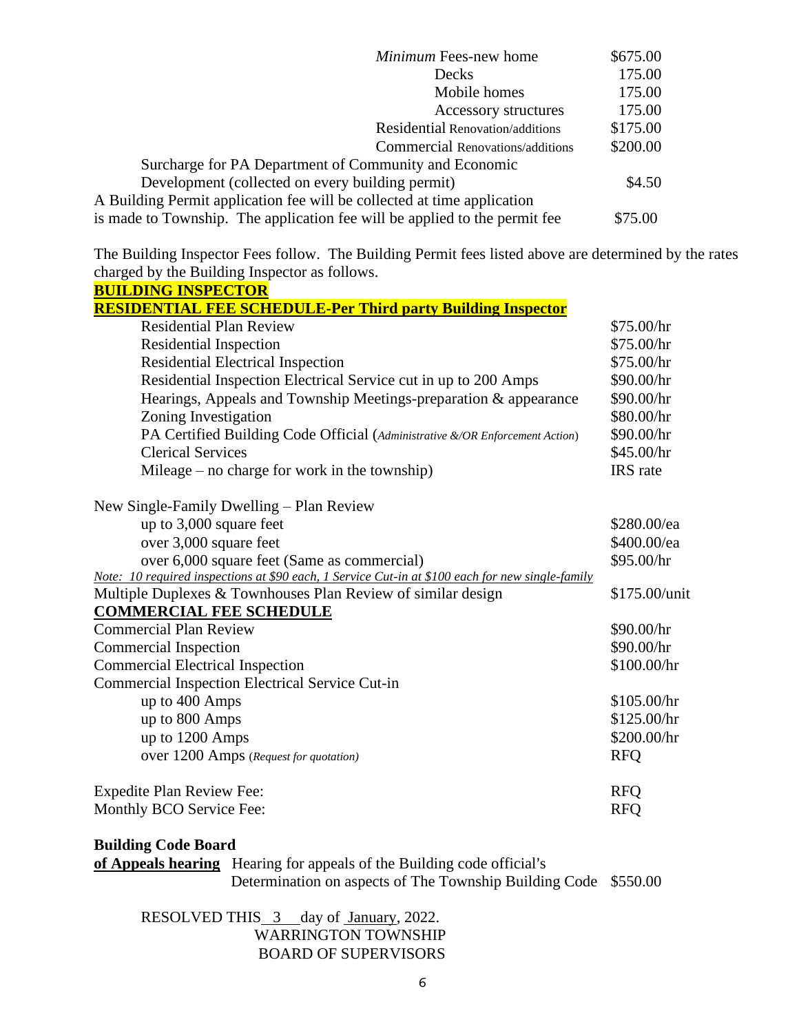| | |
|---|---|
| *Minimum* Fees-new home | $675.00 |
| Decks | 175.00 |
| Mobile homes | 175.00 |
| Accessory structures | 175.00 |
| Residential Renovation/additions | $175.00 |
| Commercial Renovations/additions | $200.00 |
| Surcharge for PA Department of Community and Economic Development (collected on every building permit) | $4.50 |
| A Building Permit application fee will be collected at time application is made to Township. The application fee will be applied to the permit fee | $75.00 |

The Building Inspector Fees follow. The Building Permit fees listed above are determined by the rates charged by the Building Inspector as follows.

**BUILDING INSPECTOR**

**RESIDENTIAL FEE SCHEDULE-Per Third party Building Inspector**

| | |
|---|---|
| Residential Plan Review | $75.00/hr |
| Residential Inspection | $75.00/hr |
| Residential Electrical Inspection | $75.00/hr |
| Residential Inspection Electrical Service cut in up to 200 Amps | $90.00/hr |
| Hearings, Appeals and Township Meetings-preparation & appearance | $90.00/hr |
| Zoning Investigation | $80.00/hr |
| PA Certified Building Code Official (*Administrative &/OR Enforcement Action*) | $90.00/hr |
| Clerical Services | $45.00/hr |
| Mileage – no charge for work in the township) | IRS rate |

| | |
|---|---|
| New Single-Family Dwelling – Plan Review | |
| up to 3,000 square feet | $280.00/ea |
| over 3,000 square feet | $400.00/ea |
| over 6,000 square feet (Same as commercial) | $95.00/hr |

*Note: 10 required inspections at $90 each, 1 Service Cut-in at $100 each for new single-family*

| | |
|---|---|
| Multiple Duplexes & Townhouses Plan Review of similar design | $175.00/unit |

**COMMERCIAL FEE SCHEDULE**

| | |
|---|---|
| Commercial Plan Review | $90.00/hr |
| Commercial Inspection | $90.00/hr |
| Commercial Electrical Inspection | $100.00/hr |
| Commercial Inspection Electrical Service Cut-in | |
| up to 400 Amps | $105.00/hr |
| up to 800 Amps | $125.00/hr |
| up to 1200 Amps | $200.00/hr |
| over 1200 Amps (*Request for quotation*) | RFQ |
| Expedite Plan Review Fee: | RFQ |
| Monthly BCO Service Fee: | RFQ |

**Building Code Board of Appeals hearing** Hearing for appeals of the Building code official's Determination on aspects of The Township Building Code $550.00

RESOLVED THIS 3 day of January, 2022.

WARRINGTON TOWNSHIP
BOARD OF SUPERVISORS